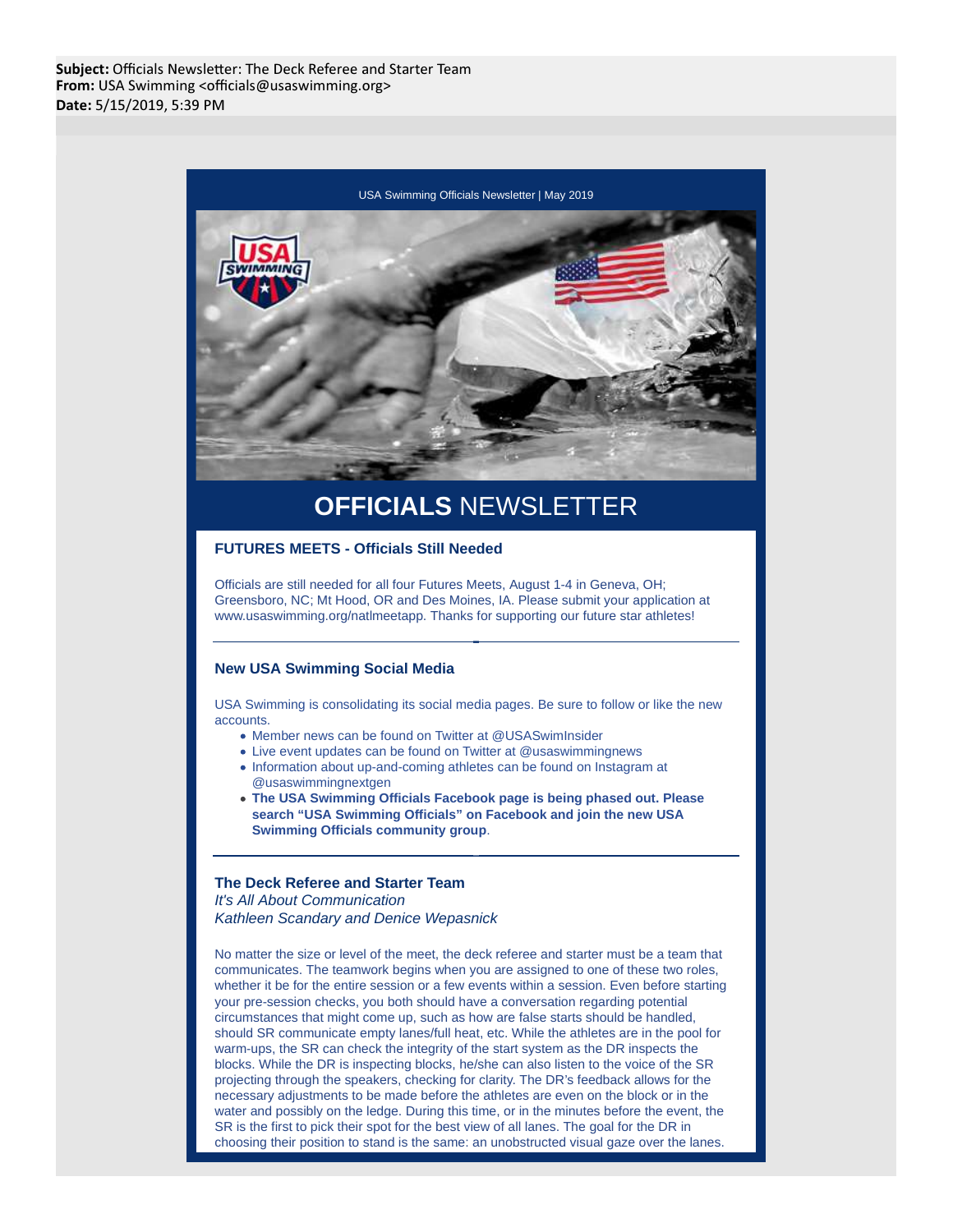**Subject:** Officials Newsletter: The Deck Referee and Starter Team
**From:** USA Swimming <officials@usaswimming.org>
**Date:** 5/15/2019, 5:39 PM

USA Swimming Officials Newsletter | May 2019

# **OFFICIALS** NEWSLETTER

### FUTURES MEETS - Officials Still Needed

Officials are still needed for all four Futures Meets, August 1-4 in Geneva, OH; Greensboro, NC; Mt Hood, OR and Des Moines, IA. Please submit your application at www.usaswimming.org/natlmeetapp. Thanks for supporting our future star athletes!

---

### New USA Swimming Social Media

USA Swimming is consolidating its social media pages. Be sure to follow or like the new accounts.

- Member news can be found on Twitter at @USASwimInsider
- Live event updates can be found on Twitter at @usaswimmingnews
- Information about up-and-coming athletes can be found on Instagram at @usaswimmingnextgen
- **The USA Swimming Officials Facebook page is being phased out. Please search "USA Swimming Officials" on Facebook and join the new USA Swimming Officials community group**.

---

### The Deck Referee and Starter Team

*It's All About Communication*
*Kathleen Scandary and Denice Wepasnick*

No matter the size or level of the meet, the deck referee and starter must be a team that communicates. The teamwork begins when you are assigned to one of these two roles, whether it be for the entire session or a few events within a session. Even before starting your pre-session checks, you both should have a conversation regarding potential circumstances that might come up, such as how are false starts should be handled, should SR communicate empty lanes/full heat, etc. While the athletes are in the pool for warm-ups, the SR can check the integrity of the start system as the DR inspects the blocks. While the DR is inspecting blocks, he/she can also listen to the voice of the SR projecting through the speakers, checking for clarity. The DR's feedback allows for the necessary adjustments to be made before the athletes are even on the block or in the water and possibly on the ledge. During this time, or in the minutes before the event, the SR is the first to pick their spot for the best view of all lanes. The goal for the DR in choosing their position to stand is the same: an unobstructed visual gaze over the lanes.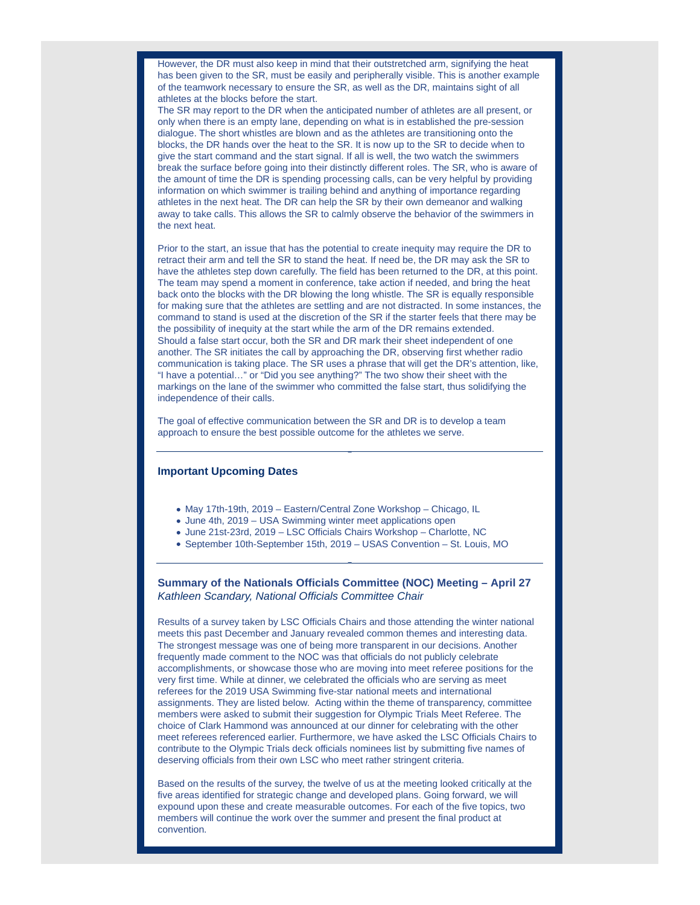However, the DR must also keep in mind that their outstretched arm, signifying the heat has been given to the SR, must be easily and peripherally visible. This is another example of the teamwork necessary to ensure the SR, as well as the DR, maintains sight of all athletes at the blocks before the start.

The SR may report to the DR when the anticipated number of athletes are all present, or only when there is an empty lane, depending on what is in established the pre-session dialogue. The short whistles are blown and as the athletes are transitioning onto the blocks, the DR hands over the heat to the SR. It is now up to the SR to decide when to give the start command and the start signal. If all is well, the two watch the swimmers break the surface before going into their distinctly different roles. The SR, who is aware of the amount of time the DR is spending processing calls, can be very helpful by providing information on which swimmer is trailing behind and anything of importance regarding athletes in the next heat. The DR can help the SR by their own demeanor and walking away to take calls. This allows the SR to calmly observe the behavior of the swimmers in the next heat.

Prior to the start, an issue that has the potential to create inequity may require the DR to retract their arm and tell the SR to stand the heat. If need be, the DR may ask the SR to have the athletes step down carefully. The field has been returned to the DR, at this point. The team may spend a moment in conference, take action if needed, and bring the heat back onto the blocks with the DR blowing the long whistle. The SR is equally responsible for making sure that the athletes are settling and are not distracted. In some instances, the command to stand is used at the discretion of the SR if the starter feels that there may be the possibility of inequity at the start while the arm of the DR remains extended.

Should a false start occur, both the SR and DR mark their sheet independent of one another. The SR initiates the call by approaching the DR, observing first whether radio communication is taking place. The SR uses a phrase that will get the DR's attention, like, "I have a potential…" or "Did you see anything?" The two show their sheet with the markings on the lane of the swimmer who committed the false start, thus solidifying the independence of their calls.

The goal of effective communication between the SR and DR is to develop a team approach to ensure the best possible outcome for the athletes we serve.

---

### Important Upcoming Dates

- May 17th-19th, 2019 – Eastern/Central Zone Workshop – Chicago, IL
- June 4th, 2019 – USA Swimming winter meet applications open
- June 21st-23rd, 2019 – LSC Officials Chairs Workshop – Charlotte, NC
- September 10th-September 15th, 2019 – USAS Convention – St. Louis, MO

---

### Summary of the Nationals Officials Committee (NOC) Meeting – April 27

*Kathleen Scandary, National Officials Committee Chair*

Results of a survey taken by LSC Officials Chairs and those attending the winter national meets this past December and January revealed common themes and interesting data. The strongest message was one of being more transparent in our decisions. Another frequently made comment to the NOC was that officials do not publicly celebrate accomplishments, or showcase those who are moving into meet referee positions for the very first time. While at dinner, we celebrated the officials who are serving as meet referees for the 2019 USA Swimming five-star national meets and international assignments. They are listed below. Acting within the theme of transparency, committee members were asked to submit their suggestion for Olympic Trials Meet Referee. The choice of Clark Hammond was announced at our dinner for celebrating with the other meet referees referenced earlier. Furthermore, we have asked the LSC Officials Chairs to contribute to the Olympic Trials deck officials nominees list by submitting five names of deserving officials from their own LSC who meet rather stringent criteria.

Based on the results of the survey, the twelve of us at the meeting looked critically at the five areas identified for strategic change and developed plans. Going forward, we will expound upon these and create measurable outcomes. For each of the five topics, two members will continue the work over the summer and present the final product at convention.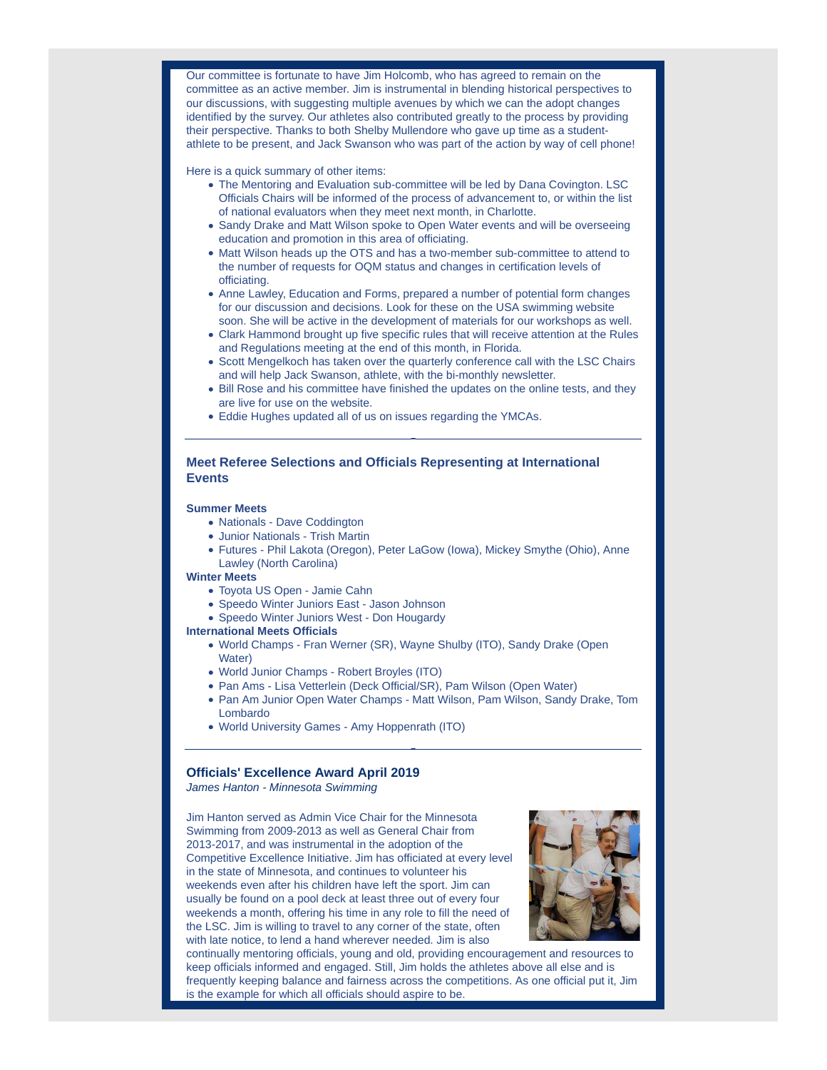Our committee is fortunate to have Jim Holcomb, who has agreed to remain on the committee as an active member. Jim is instrumental in blending historical perspectives to our discussions, with suggesting multiple avenues by which we can the adopt changes identified by the survey. Our athletes also contributed greatly to the process by providing their perspective. Thanks to both Shelby Mullendore who gave up time as a student-athlete to be present, and Jack Swanson who was part of the action by way of cell phone!

Here is a quick summary of other items:

- The Mentoring and Evaluation sub-committee will be led by Dana Covington. LSC Officials Chairs will be informed of the process of advancement to, or within the list of national evaluators when they meet next month, in Charlotte.
- Sandy Drake and Matt Wilson spoke to Open Water events and will be overseeing education and promotion in this area of officiating.
- Matt Wilson heads up the OTS and has a two-member sub-committee to attend to the number of requests for OQM status and changes in certification levels of officiating.
- Anne Lawley, Education and Forms, prepared a number of potential form changes for our discussion and decisions. Look for these on the USA swimming website soon. She will be active in the development of materials for our workshops as well.
- Clark Hammond brought up five specific rules that will receive attention at the Rules and Regulations meeting at the end of this month, in Florida.
- Scott Mengelkoch has taken over the quarterly conference call with the LSC Chairs and will help Jack Swanson, athlete, with the bi-monthly newsletter.
- Bill Rose and his committee have finished the updates on the online tests, and they are live for use on the website.
- Eddie Hughes updated all of us on issues regarding the YMCAs.

---

## Meet Referee Selections and Officials Representing at International Events

**Summer Meets**

- Nationals - Dave Coddington
- Junior Nationals - Trish Martin
- Futures - Phil Lakota (Oregon), Peter LaGow (Iowa), Mickey Smythe (Ohio), Anne Lawley (North Carolina)

**Winter Meets**

- Toyota US Open - Jamie Cahn
- Speedo Winter Juniors East - Jason Johnson
- Speedo Winter Juniors West - Don Hougardy

**International Meets Officials**

- World Champs - Fran Werner (SR), Wayne Shulby (ITO), Sandy Drake (Open Water)
- World Junior Champs - Robert Broyles (ITO)
- Pan Ams - Lisa Vetterlein (Deck Official/SR), Pam Wilson (Open Water)
- Pan Am Junior Open Water Champs - Matt Wilson, Pam Wilson, Sandy Drake, Tom Lombardo
- World University Games - Amy Hoppenrath (ITO)

---

## Officials' Excellence Award April 2019

*James Hanton - Minnesota Swimming*

Jim Hanton served as Admin Vice Chair for the Minnesota Swimming from 2009-2013 as well as General Chair from 2013-2017, and was instrumental in the adoption of the Competitive Excellence Initiative. Jim has officiated at every level in the state of Minnesota, and continues to volunteer his weekends even after his children have left the sport. Jim can usually be found on a pool deck at least three out of every four weekends a month, offering his time in any role to fill the need of the LSC. Jim is willing to travel to any corner of the state, often with late notice, to lend a hand wherever needed. Jim is also continually mentoring officials, young and old, providing encouragement and resources to keep officials informed and engaged. Still, Jim holds the athletes above all else and is frequently keeping balance and fairness across the competitions. As one official put it, Jim is the example for which all officials should aspire to be.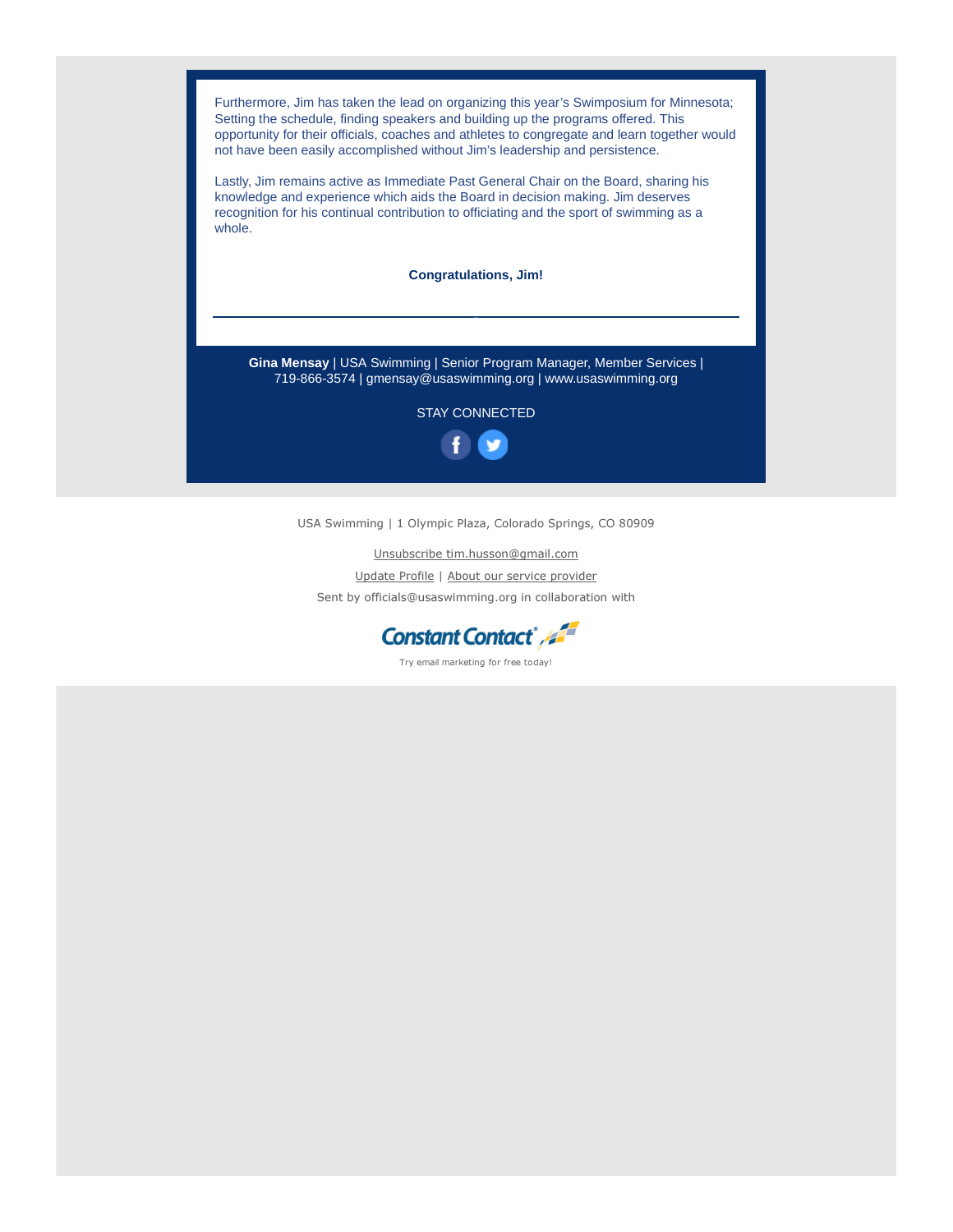Furthermore, Jim has taken the lead on organizing this year's Swimposium for Minnesota; Setting the schedule, finding speakers and building up the programs offered. This opportunity for their officials, coaches and athletes to congregate and learn together would not have been easily accomplished without Jim's leadership and persistence.

Lastly, Jim remains active as Immediate Past General Chair on the Board, sharing his knowledge and experience which aids the Board in decision making. Jim deserves recognition for his continual contribution to officiating and the sport of swimming as a whole.

**Congratulations, Jim!**

---

**Gina Mensay** | USA Swimming | Senior Program Manager, Member Services | 719-866-3574 | gmensay@usaswimming.org | www.usaswimming.org

STAY CONNECTED

USA Swimming | 1 Olympic Plaza, Colorado Springs, CO 80909

Unsubscribe tim.husson@gmail.com

Update Profile | About our service provider

Sent by officials@usaswimming.org in collaboration with

Constant Contact

Try email marketing for free today!